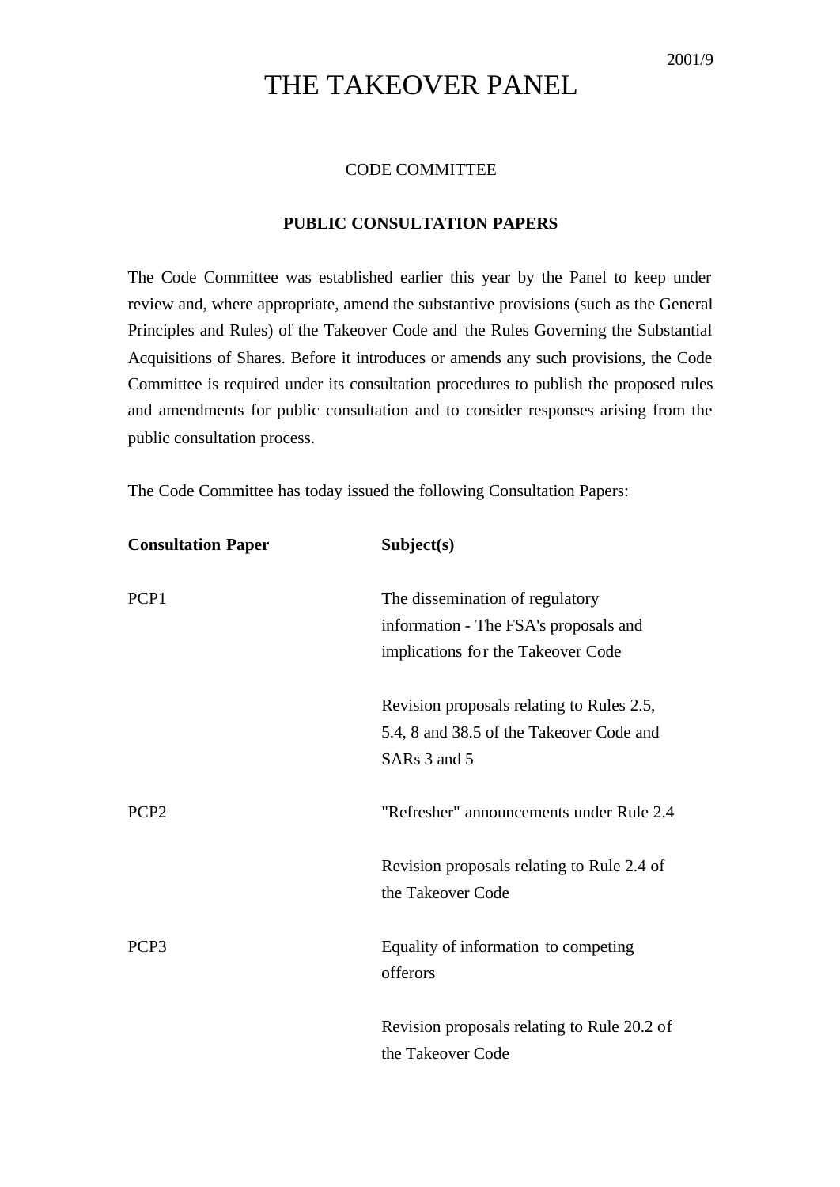2001/9

# THE TAKEOVER PANEL

## CODE COMMITTEE

### PUBLIC CONSULTATION PAPERS

The Code Committee was established earlier this year by the Panel to keep under review and, where appropriate, amend the substantive provisions (such as the General Principles and Rules) of the Takeover Code and the Rules Governing the Substantial Acquisitions of Shares. Before it introduces or amends any such provisions, the Code Committee is required under its consultation procedures to publish the proposed rules and amendments for public consultation and to consider responses arising from the public consultation process.

The Code Committee has today issued the following Consultation Papers:

| **Consultation Paper** | **Subject(s)** |
|---|---|
| PCP1 | The dissemination of regulatory information - The FSA's proposals and implications for the Takeover Code<br><br>Revision proposals relating to Rules 2.5, 5.4, 8 and 38.5 of the Takeover Code and SARs 3 and 5 |
| PCP2 | "Refresher" announcements under Rule 2.4<br><br>Revision proposals relating to Rule 2.4 of the Takeover Code |
| PCP3 | Equality of information to competing offerors<br><br>Revision proposals relating to Rule 20.2 of the Takeover Code |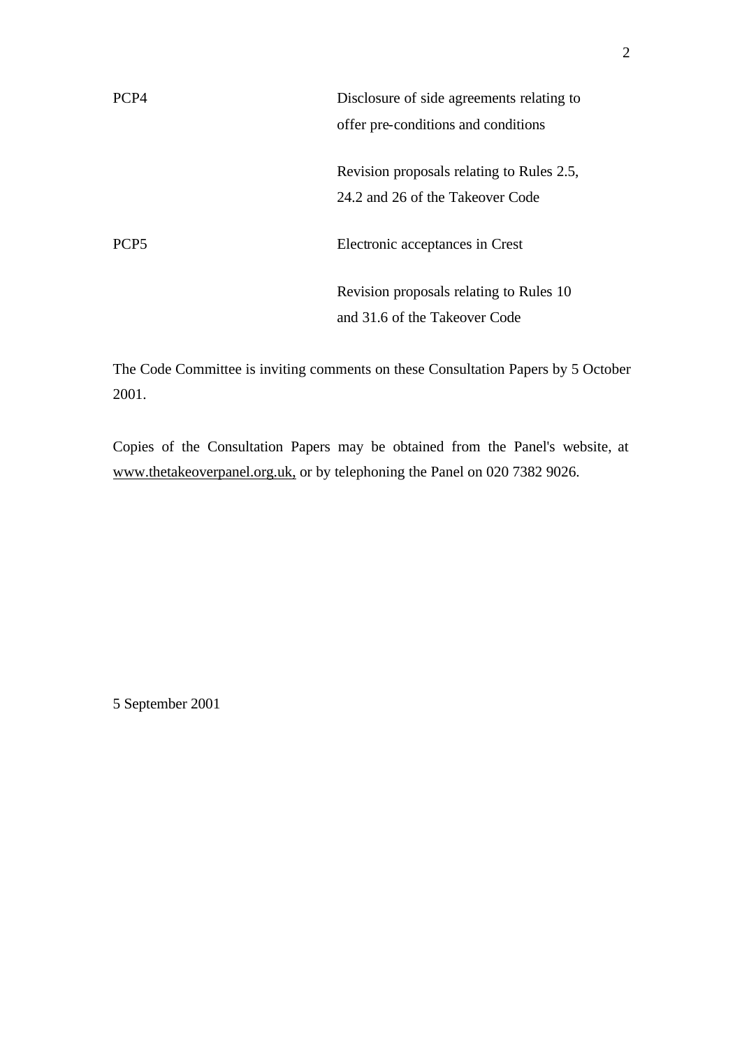| | |
|---|---|
| PCP4 | Disclosure of side agreements relating to offer pre-conditions and conditions |
| | Revision proposals relating to Rules 2.5, 24.2 and 26 of the Takeover Code |
| PCP5 | Electronic acceptances in Crest |
| | Revision proposals relating to Rules 10 and 31.6 of the Takeover Code |

The Code Committee is inviting comments on these Consultation Papers by 5 October 2001.

Copies of the Consultation Papers may be obtained from the Panel's website, at www.thetakeoverpanel.org.uk, or by telephoning the Panel on 020 7382 9026.

5 September 2001